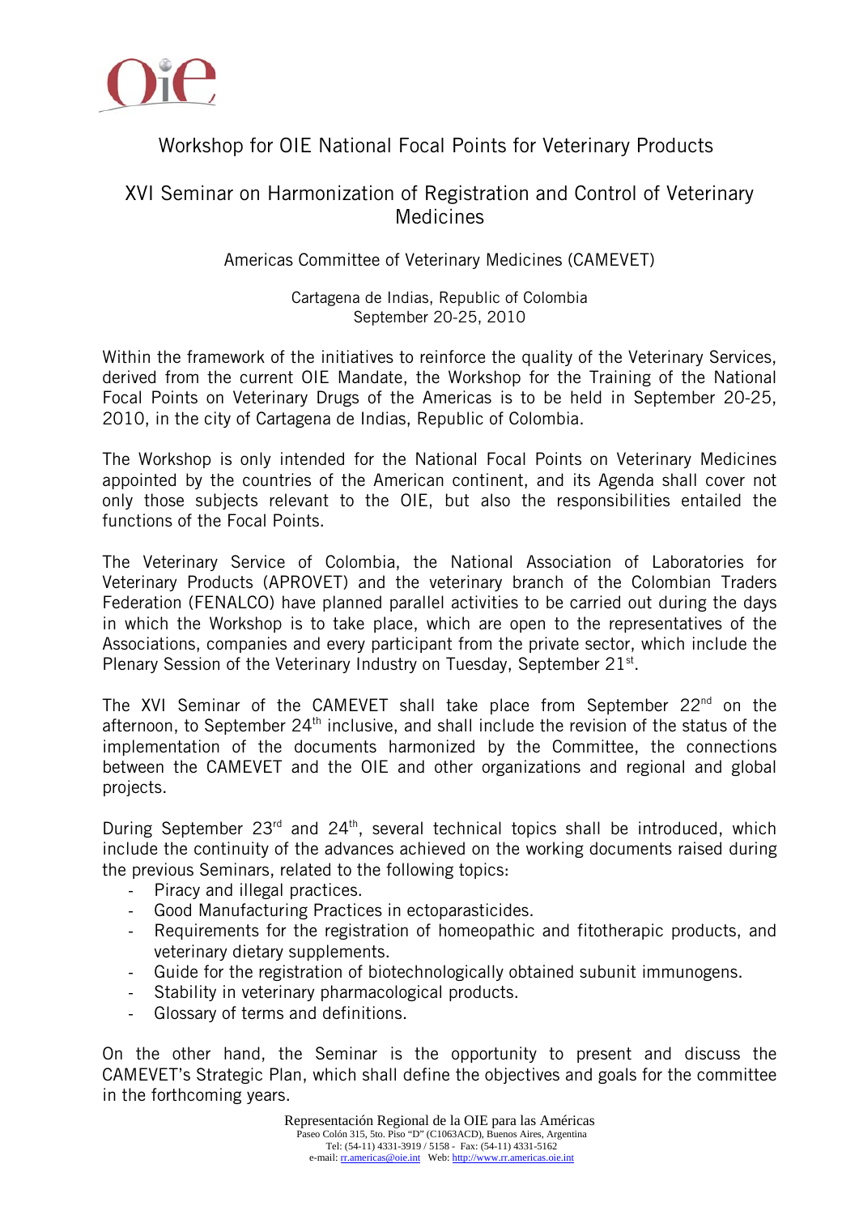# Workshop for OIE National Focal Points for Veterinary Products

## XVI Seminar on Harmonization of Registration and Control of Veterinary Medicines

### Americas Committee of Veterinary Medicines (CAMEVET)

Cartagena de Indias, Republic of Colombia
September 20-25, 2010

Within the framework of the initiatives to reinforce the quality of the Veterinary Services, derived from the current OIE Mandate, the Workshop for the Training of the National Focal Points on Veterinary Drugs of the Americas is to be held in September 20-25, 2010, in the city of Cartagena de Indias, Republic of Colombia.

The Workshop is only intended for the National Focal Points on Veterinary Medicines appointed by the countries of the American continent, and its Agenda shall cover not only those subjects relevant to the OIE, but also the responsibilities entailed the functions of the Focal Points.

The Veterinary Service of Colombia, the National Association of Laboratories for Veterinary Products (APROVET) and the veterinary branch of the Colombian Traders Federation (FENALCO) have planned parallel activities to be carried out during the days in which the Workshop is to take place, which are open to the representatives of the Associations, companies and every participant from the private sector, which include the Plenary Session of the Veterinary Industry on Tuesday, September 21st.

The XVI Seminar of the CAMEVET shall take place from September 22nd on the afternoon, to September 24th inclusive, and shall include the revision of the status of the implementation of the documents harmonized by the Committee, the connections between the CAMEVET and the OIE and other organizations and regional and global projects.

During September 23rd and 24th, several technical topics shall be introduced, which include the continuity of the advances achieved on the working documents raised during the previous Seminars, related to the following topics:

- Piracy and illegal practices.
- Good Manufacturing Practices in ectoparasticides.
- Requirements for the registration of homeopathic and fitotherapic products, and veterinary dietary supplements.
- Guide for the registration of biotechnologically obtained subunit immunogens.
- Stability in veterinary pharmacological products.
- Glossary of terms and definitions.

On the other hand, the Seminar is the opportunity to present and discuss the CAMEVET's Strategic Plan, which shall define the objectives and goals for the committee in the forthcoming years.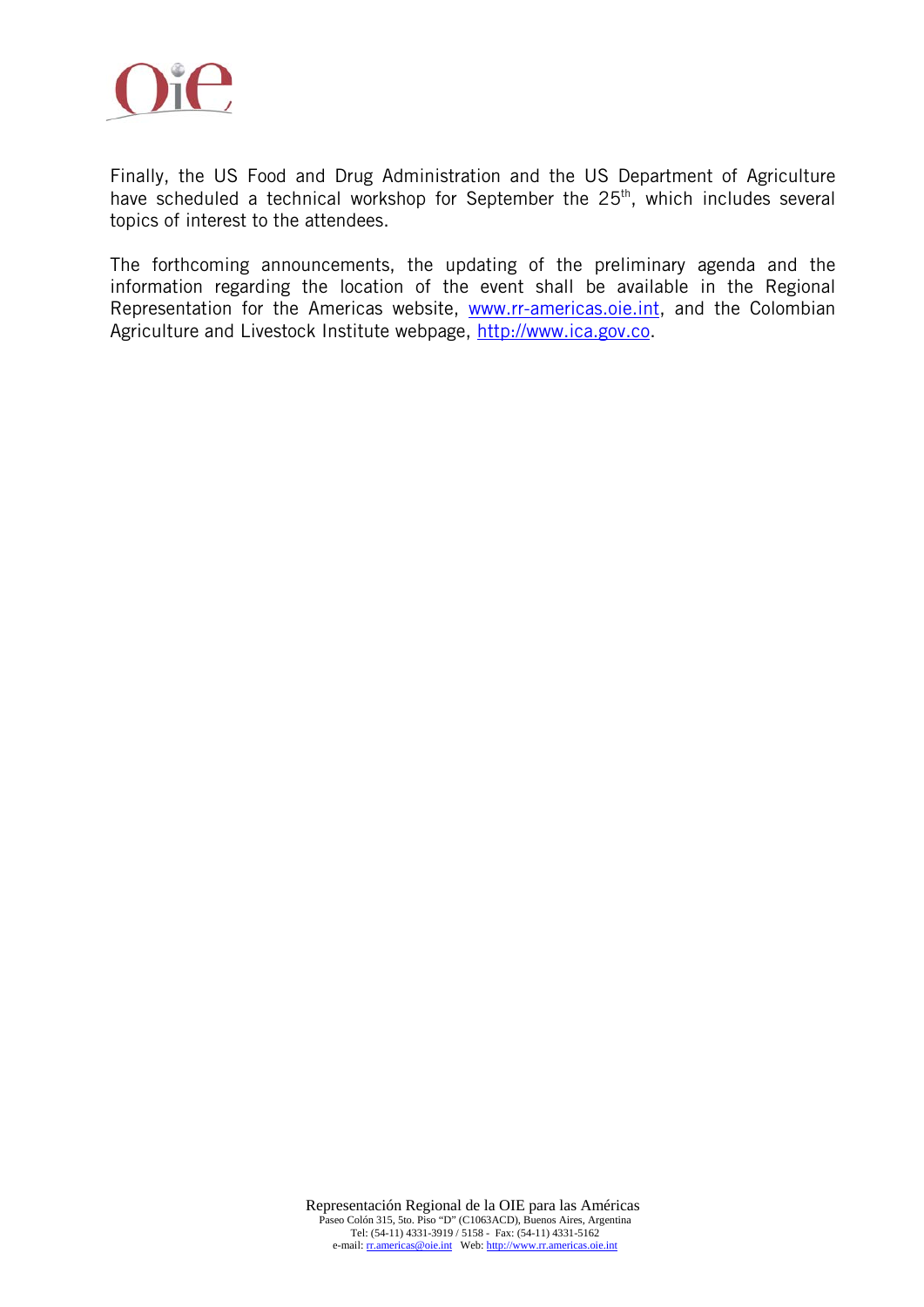Finally, the US Food and Drug Administration and the US Department of Agriculture have scheduled a technical workshop for September the 25th, which includes several topics of interest to the attendees.

The forthcoming announcements, the updating of the preliminary agenda and the information regarding the location of the event shall be available in the Regional Representation for the Americas website, www.rr-americas.oie.int, and the Colombian Agriculture and Livestock Institute webpage, http://www.ica.gov.co.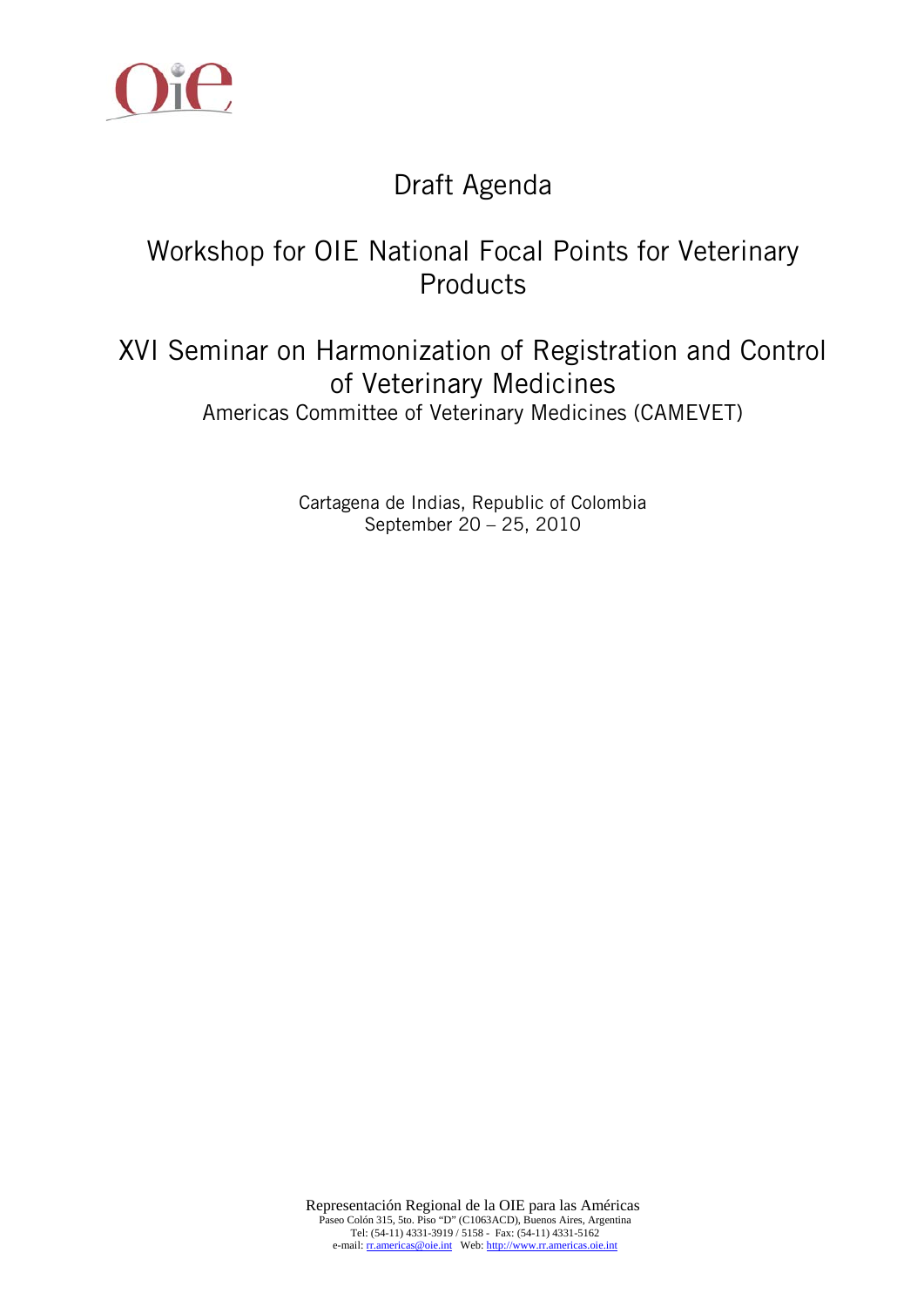# Draft Agenda

## Workshop for OIE National Focal Points for Veterinary Products

## XVI Seminar on Harmonization of Registration and Control of Veterinary Medicines

Americas Committee of Veterinary Medicines (CAMEVET)

Cartagena de Indias, Republic of Colombia
September 20 – 25, 2010

Representación Regional de la OIE para las Américas
Paseo Colón 315, 5to. Piso "D" (C1063ACD), Buenos Aires, Argentina
Tel: (54-11) 4331-3919 / 5158 - Fax: (54-11) 4331-5162
e-mail: rr.americas@oie.int Web: http://www.rr.americas.oie.int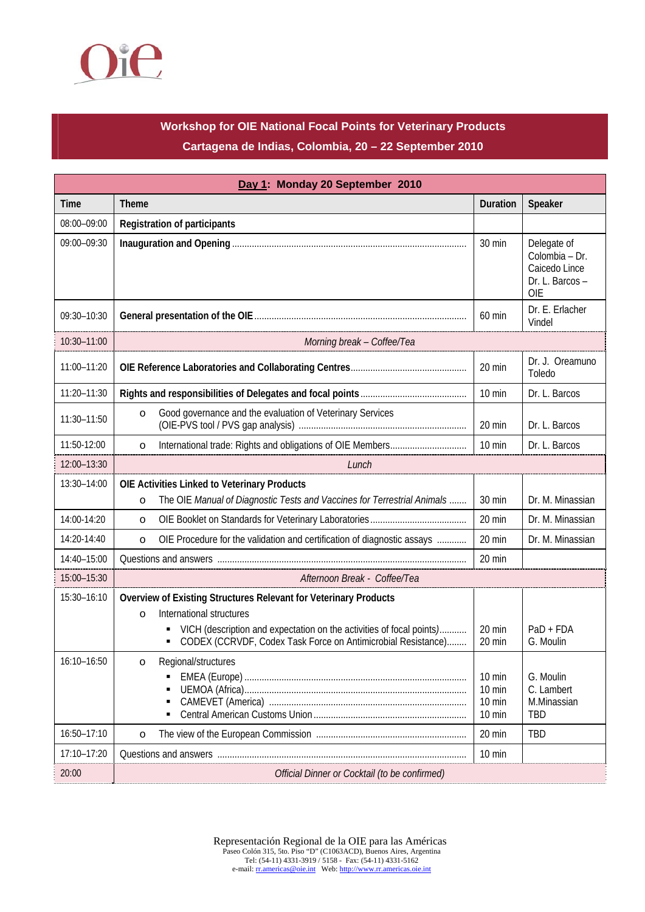## Workshop for OIE National Focal Points for Veterinary Products

### Cartagena de Indias, Colombia, 20 – 22 September 2010

| Day 1: Monday 20 September 2010 | | | |
|---|---|---|---|
| **Time** | **Theme** | **Duration** | **Speaker** |
| 08:00–09:00 | **Registration of participants** | | |
| 09:00–09:30 | **Inauguration and Opening** | 30 min | Delegate of Colombia – Dr. Caicedo Lince Dr. L. Barcos – OIE |
| 09:30–10:30 | **General presentation of the OIE** | 60 min | Dr. E. Erlacher Vindel |
| 10:30–11:00 | *Morning break – Coffee/Tea* | | |
| 11:00–11:20 | **OIE Reference Laboratories and Collaborating Centres** | 20 min | Dr. J. Oreamuno Toledo |
| 11:20–11:30 | **Rights and responsibilities of Delegates and focal points** | 10 min | Dr. L. Barcos |
| 11:30–11:50 | o Good governance and the evaluation of Veterinary Services (OIE-PVS tool / PVS gap analysis) | 20 min | Dr. L. Barcos |
| 11:50-12:00 | o International trade: Rights and obligations of OIE Members | 10 min | Dr. L. Barcos |
| 12:00–13:30 | *Lunch* | | |
| 13:30–14:00 | **OIE Activities Linked to Veterinary Products**<br>o The OIE *Manual of Diagnostic Tests and Vaccines for Terrestrial Animals* | 30 min | Dr. M. Minassian |
| 14:00-14:20 | o OIE Booklet on Standards for Veterinary Laboratories | 20 min | Dr. M. Minassian |
| 14:20-14:40 | o OIE Procedure for the validation and certification of diagnostic assays | 20 min | Dr. M. Minassian |
| 14:40–15:00 | Questions and answers | 20 min | |
| 15:00–15:30 | *Afternoon Break - Coffee/Tea* | | |
| 15:30–16:10 | **Overview of Existing Structures Relevant for Veterinary Products**<br>o International structures<br>▪ VICH (description and expectation on the activities of focal points)<br>▪ CODEX (CCRVDF, Codex Task Force on Antimicrobial Resistance) | 20 min<br>20 min | PaD + FDA<br>G. Moulin |
| 16:10–16:50 | o Regional/structures<br>▪ EMEA (Europe)<br>▪ UEMOA (Africa)<br>▪ CAMEVET (America)<br>▪ Central American Customs Union | 10 min<br>10 min<br>10 min<br>10 min | G. Moulin<br>C. Lambert<br>M.Minassian<br>TBD |
| 16:50–17:10 | o The view of the European Commission | 20 min | TBD |
| 17:10–17:20 | Questions and answers | 10 min | |
| 20:00 | *Official Dinner or Cocktail (to be confirmed)* | | |

Representación Regional de la OIE para las Américas
Paseo Colón 315, 5to. Piso "D" (C1063ACD), Buenos Aires, Argentina
Tel: (54-11) 4331-3919 / 5158 - Fax: (54-11) 4331-5162
e-mail: rr.americas@oie.int Web: http://www.rr.americas.oie.int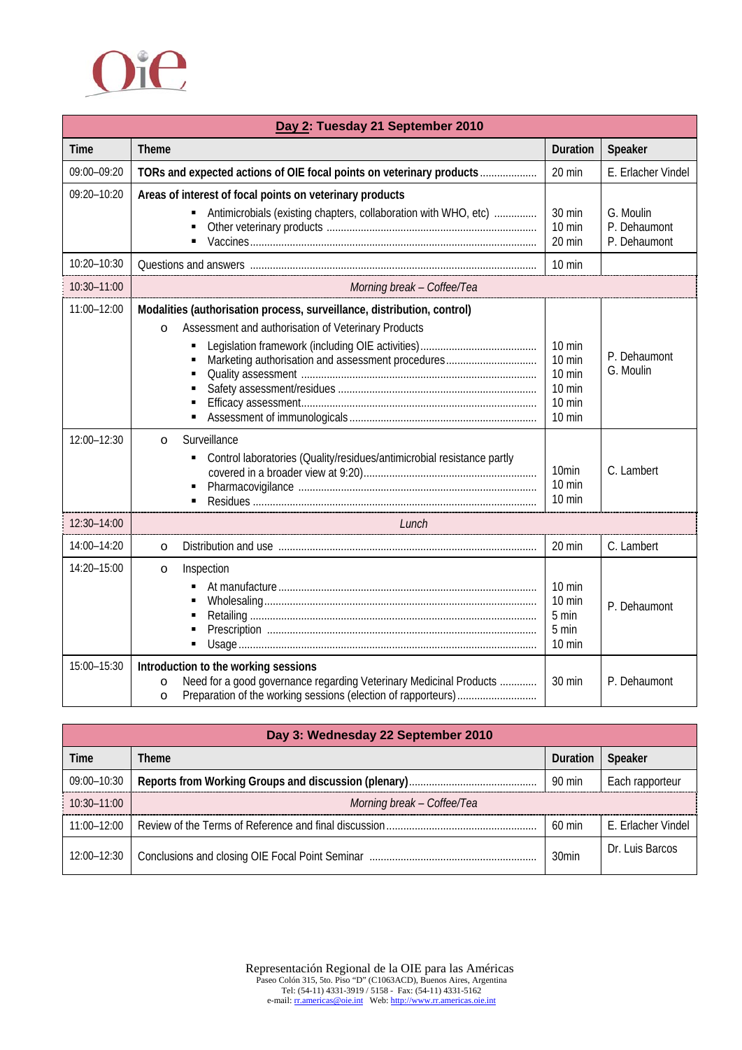| **Day 2: Tuesday 21 September 2010** | | | |
|---|---|---|---|
| **Time** | **Theme** | **Duration** | **Speaker** |
| 09:00–09:20 | **TORs and expected actions of OIE focal points on veterinary products** | 20 min | E. Erlacher Vindel |
| 09:20–10:20 | **Areas of interest of focal points on veterinary products**<br>▪ Antimicrobials (existing chapters, collaboration with WHO, etc)<br>▪ Other veterinary products<br>▪ Vaccines | 30 min<br>10 min<br>20 min | G. Moulin<br>P. Dehaumont<br>P. Dehaumont |
| 10:20–10:30 | Questions and answers | 10 min | |
| 10:30–11:00 | *Morning break – Coffee/Tea* | | |
| 11:00–12:00 | **Modalities (authorisation process, surveillance, distribution, control)**<br>o Assessment and authorisation of Veterinary Products<br>▪ Legislation framework (including OIE activities)<br>▪ Marketing authorisation and assessment procedures<br>▪ Quality assessment<br>▪ Safety assessment/residues<br>▪ Efficacy assessment<br>▪ Assessment of immunologicals | 10 min<br>10 min<br>10 min<br>10 min<br>10 min<br>10 min | P. Dehaumont<br>G. Moulin |
| 12:00–12:30 | o Surveillance<br>▪ Control laboratories (Quality/residues/antimicrobial resistance partly covered in a broader view at 9:20)<br>▪ Pharmacovigilance<br>▪ Residues | 10min<br>10 min<br>10 min | C. Lambert |
| 12:30–14:00 | *Lunch* | | |
| 14:00–14:20 | o Distribution and use | 20 min | C. Lambert |
| 14:20–15:00 | o Inspection<br>▪ At manufacture<br>▪ Wholesaling<br>▪ Retailing<br>▪ Prescription<br>▪ Usage | 10 min<br>10 min<br>5 min<br>5 min<br>10 min | P. Dehaumont |
| 15:00–15:30 | **Introduction to the working sessions**<br>o Need for a good governance regarding Veterinary Medicinal Products<br>o Preparation of the working sessions (election of rapporteurs) | 30 min | P. Dehaumont |

| **Day 3: Wednesday 22 September 2010** | | | |
|---|---|---|---|
| **Time** | **Theme** | **Duration** | **Speaker** |
| 09:00–10:30 | **Reports from Working Groups and discussion (plenary)** | 90 min | Each rapporteur |
| 10:30–11:00 | *Morning break – Coffee/Tea* | | |
| 11:00–12:00 | Review of the Terms of Reference and final discussion | 60 min | E. Erlacher Vindel |
| 12:00–12:30 | Conclusions and closing OIE Focal Point Seminar | 30min | Dr. Luis Barcos |

Representación Regional de la OIE para las Américas
Paseo Colón 315, 5to. Piso "D" (C1063ACD), Buenos Aires, Argentina
Tel: (54-11) 4331-3919 / 5158 - Fax: (54-11) 4331-5162
e-mail: rr.americas@oie.int Web: http://www.rr.americas.oie.int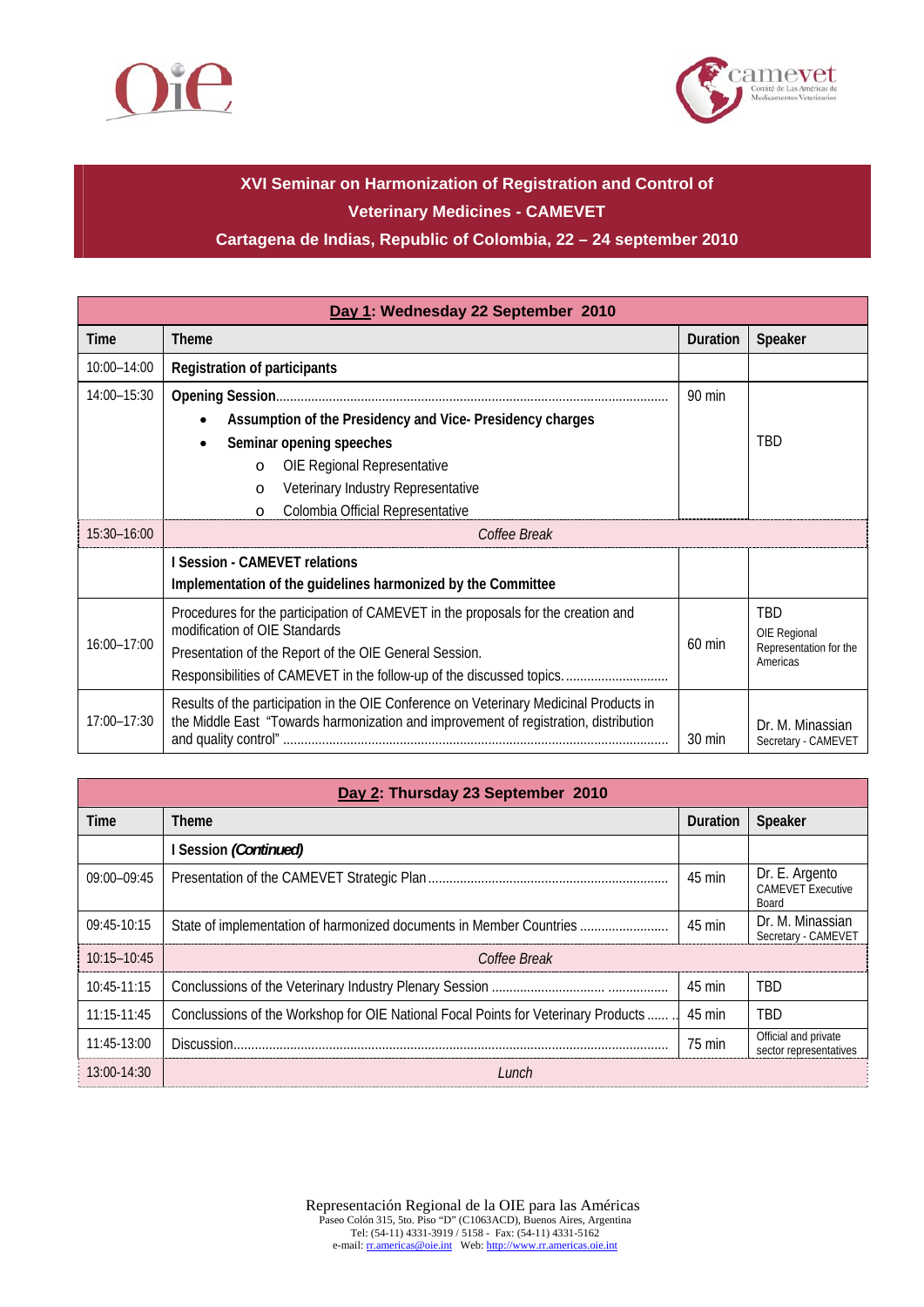**XVI Seminar on Harmonization of Registration and Control of Veterinary Medicines - CAMEVET**

**Cartagena de Indias, Republic of Colombia, 22 – 24 september 2010**

| **Day 1: Wednesday 22 September 2010** | | | |
|---|---|---|---|
| **Time** | **Theme** | **Duration** | **Speaker** |
| 10:00–14:00 | **Registration of participants** | | |
| 14:00–15:30 | **Opening Session**..........<br>• **Assumption of the Presidency and Vice- Presidency charges**<br>• **Seminar opening speeches**<br>o OIE Regional Representative<br>o Veterinary Industry Representative<br>o Colombia Official Representative | 90 min | TBD |
| 15:30–16:00 | *Coffee Break* | | |
| | **I Session - CAMEVET relations**<br>**Implementation of the guidelines harmonized by the Committee** | | |
| 16:00–17:00 | Procedures for the participation of CAMEVET in the proposals for the creation and modification of OIE Standards<br>Presentation of the Report of the OIE General Session.<br>Responsibilities of CAMEVET in the follow-up of the discussed topics.......... | 60 min | TBD<br>OIE Regional Representation for the Americas |
| 17:00–17:30 | Results of the participation in the OIE Conference on Veterinary Medicinal Products in the Middle East "Towards harmonization and improvement of registration, distribution and quality control" .......... | 30 min | Dr. M. Minassian<br>Secretary - CAMEVET |

| **Day 2: Thursday 23 September 2010** | | | |
|---|---|---|---|
| **Time** | **Theme** | **Duration** | **Speaker** |
| | **I Session *(Continued)*** | | |
| 09:00–09:45 | Presentation of the CAMEVET Strategic Plan.......... | 45 min | Dr. E. Argento<br>CAMEVET Executive Board |
| 09:45-10:15 | State of implementation of harmonized documents in Member Countries .......... | 45 min | Dr. M. Minassian<br>Secretary - CAMEVET |
| 10:15–10:45 | *Coffee Break* | | |
| 10:45-11:15 | Conclussions of the Veterinary Industry Plenary Session .......... | 45 min | TBD |
| 11:15-11:45 | Conclussions of the Workshop for OIE National Focal Points for Veterinary Products .......... | 45 min | TBD |
| 11:45-13:00 | Discussion.......... | 75 min | Official and private sector representatives |
| 13:00-14:30 | *Lunch* | | |

Representación Regional de la OIE para las Américas
Paseo Colón 315, 5to. Piso "D" (C1063ACD), Buenos Aires, Argentina
Tel: (54-11) 4331-3919 / 5158 - Fax: (54-11) 4331-5162
e-mail: rr.americas@oie.int Web: http://www.rr.americas.oie.int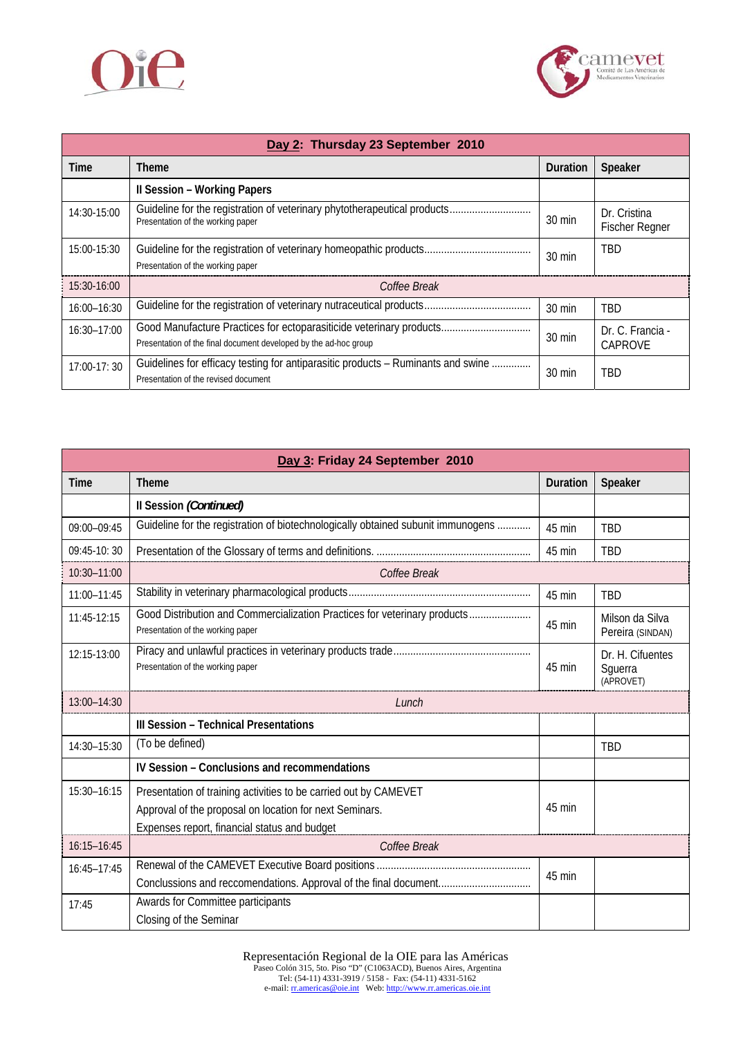| Day 2: Thursday 23 September 2010 | | | |
|---|---|---|---|
| **Time** | **Theme** | **Duration** | **Speaker** |
| | **II Session – Working Papers** | | |
| 14:30-15:00 | Guideline for the registration of veterinary phytotherapeutical products............................. Presentation of the working paper | 30 min | Dr. Cristina Fischer Regner |
| 15:00-15:30 | Guideline for the registration of veterinary homeopathic products...................................... Presentation of the working paper | 30 min | TBD |
| 15:30-16:00 | *Coffee Break* | | |
| 16:00–16:30 | Guideline for the registration of veterinary nutraceutical products...................................... | 30 min | TBD |
| 16:30–17:00 | Good Manufacture Practices for ectoparasiticide veterinary products................................ Presentation of the final document developed by the ad-hoc group | 30 min | Dr. C. Francia - CAPROVE |
| 17:00-17: 30 | Guidelines for efficacy testing for antiparasitic products – Ruminants and swine ............. Presentation of the revised document | 30 min | TBD |

| Day 3: Friday 24 September 2010 | | | |
|---|---|---|---|
| **Time** | **Theme** | **Duration** | **Speaker** |
| | **II Session *(Continued)*** | | |
| 09:00–09:45 | Guideline for the registration of biotechnologically obtained subunit immunogens ........... | 45 min | TBD |
| 09:45-10: 30 | Presentation of the Glossary of terms and definitions. ....................................................... | 45 min | TBD |
| 10:30–11:00 | *Coffee Break* | | |
| 11:00–11:45 | Stability in veterinary pharmacological products................................................................ | 45 min | TBD |
| 11:45-12:15 | Good Distribution and Commercialization Practices for veterinary products...................... Presentation of the working paper | 45 min | Milson da Silva Pereira (SINDAN) |
| 12:15-13:00 | Piracy and unlawful practices in veterinary products trade................................................. Presentation of the working paper | 45 min | Dr. H. Cifuentes Sguerra (APROVET) |
| 13:00–14:30 | *Lunch* | | |
| | **III Session – Technical Presentations** | | |
| 14:30–15:30 | (To be defined) | | TBD |
| | **IV Session – Conclusions and recommendations** | | |
| 15:30–16:15 | Presentation of training activities to be carried out by CAMEVET<br>Approval of the proposal on location for next Seminars.<br>Expenses report, financial status and budget | 45 min | |
| 16:15–16:45 | *Coffee Break* | | |
| 16:45–17:45 | Renewal of the CAMEVET Executive Board positions .......................................................<br>Conclussions and reccomendations. Approval of the final document................................. | 45 min | |
| 17:45 | Awards for Committee participants<br>Closing of the Seminar | | |

Representación Regional de la OIE para las Américas
Paseo Colón 315, 5to. Piso "D" (C1063ACD), Buenos Aires, Argentina
Tel: (54-11) 4331-3919 / 5158 - Fax: (54-11) 4331-5162
e-mail: rr.americas@oie.int Web: http://www.rr.americas.oie.int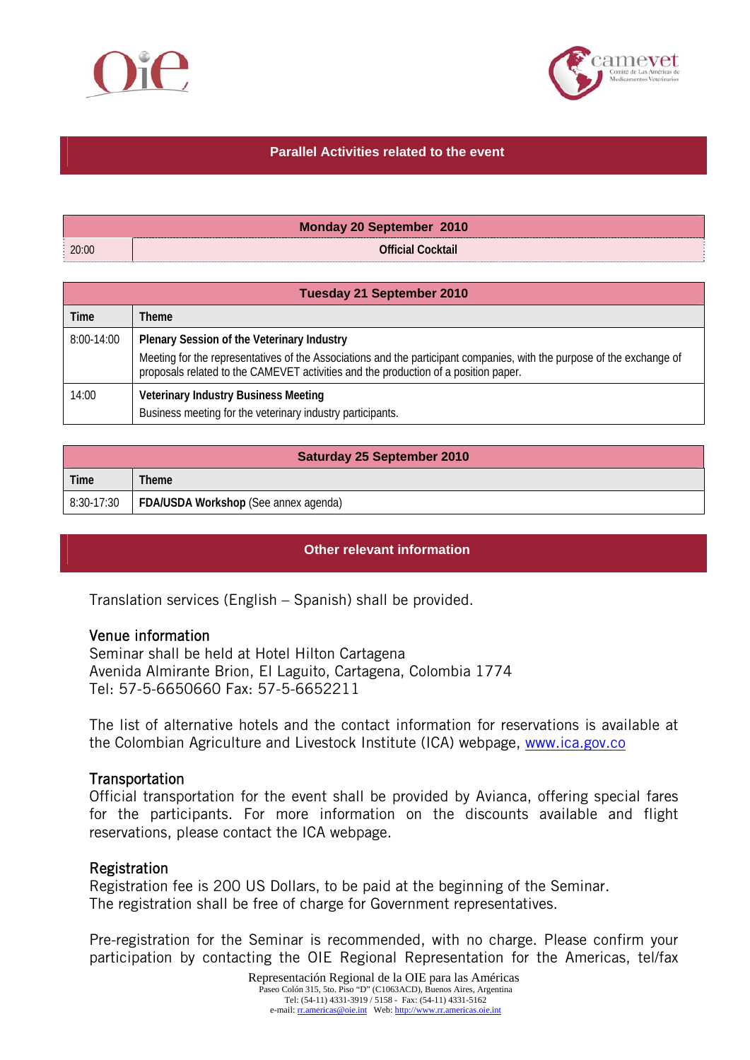## Parallel Activities related to the event

| Monday 20 September 2010 | |
|---|---|
| 20:00 | **Official Cocktail** |

| Tuesday 21 September 2010 | |
|---|---|
| **Time** | **Theme** |
| 8:00-14:00 | **Plenary Session of the Veterinary Industry**<br>Meeting for the representatives of the Associations and the participant companies, with the purpose of the exchange of proposals related to the CAMEVET activities and the production of a position paper. |
| 14:00 | **Veterinary Industry Business Meeting**<br>Business meeting for the veterinary industry participants. |

| Saturday 25 September 2010 | |
|---|---|
| **Time** | **Theme** |
| 8:30-17:30 | **FDA/USDA Workshop** (See annex agenda) |

## Other relevant information

Translation services (English – Spanish) shall be provided.

### Venue information

Seminar shall be held at Hotel Hilton Cartagena
Avenida Almirante Brion, El Laguito, Cartagena, Colombia 1774
Tel: 57-5-6650660 Fax: 57-5-6652211

The list of alternative hotels and the contact information for reservations is available at the Colombian Agriculture and Livestock Institute (ICA) webpage, www.ica.gov.co

### Transportation

Official transportation for the event shall be provided by Avianca, offering special fares for the participants. For more information on the discounts available and flight reservations, please contact the ICA webpage.

### Registration

Registration fee is 200 US Dollars, to be paid at the beginning of the Seminar.
The registration shall be free of charge for Government representatives.

Pre-registration for the Seminar is recommended, with no charge. Please confirm your participation by contacting the OIE Regional Representation for the Americas, tel/fax

Representación Regional de la OIE para las Américas
Paseo Colón 315, 5to. Piso "D" (C1063ACD), Buenos Aires, Argentina
Tel: (54-11) 4331-3919 / 5158 - Fax: (54-11) 4331-5162
e-mail: rr.americas@oie.int Web: http://www.rr.americas.oie.int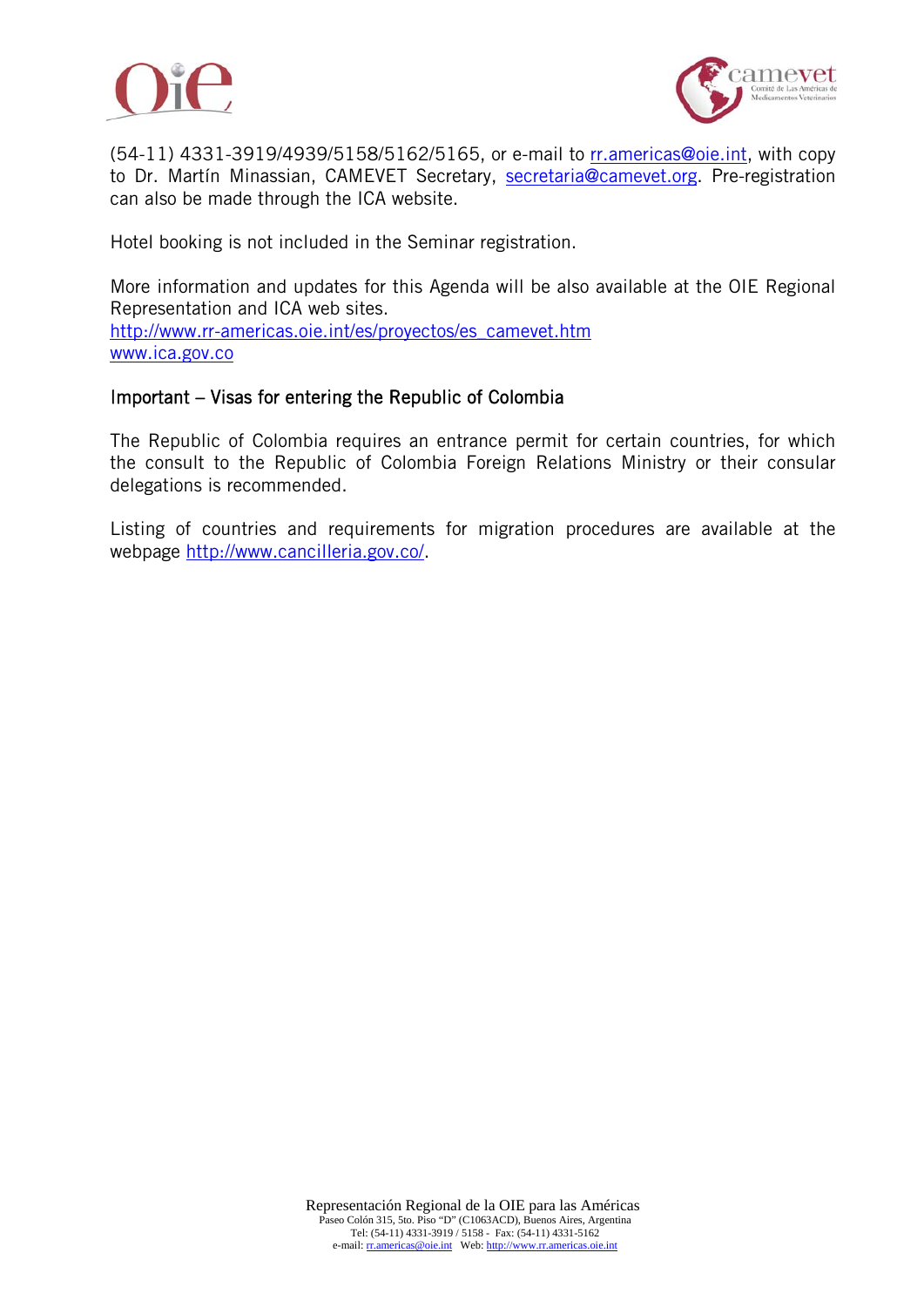(54-11) 4331-3919/4939/5158/5162/5165, or e-mail to rr.americas@oie.int, with copy to Dr. Martín Minassian, CAMEVET Secretary, secretaria@camevet.org. Pre-registration can also be made through the ICA website.

Hotel booking is not included in the Seminar registration.

More information and updates for this Agenda will be also available at the OIE Regional Representation and ICA web sites.
http://www.rr-americas.oie.int/es/proyectos/es_camevet.htm
www.ica.gov.co

## Important – Visas for entering the Republic of Colombia

The Republic of Colombia requires an entrance permit for certain countries, for which the consult to the Republic of Colombia Foreign Relations Ministry or their consular delegations is recommended.

Listing of countries and requirements for migration procedures are available at the webpage http://www.cancilleria.gov.co/.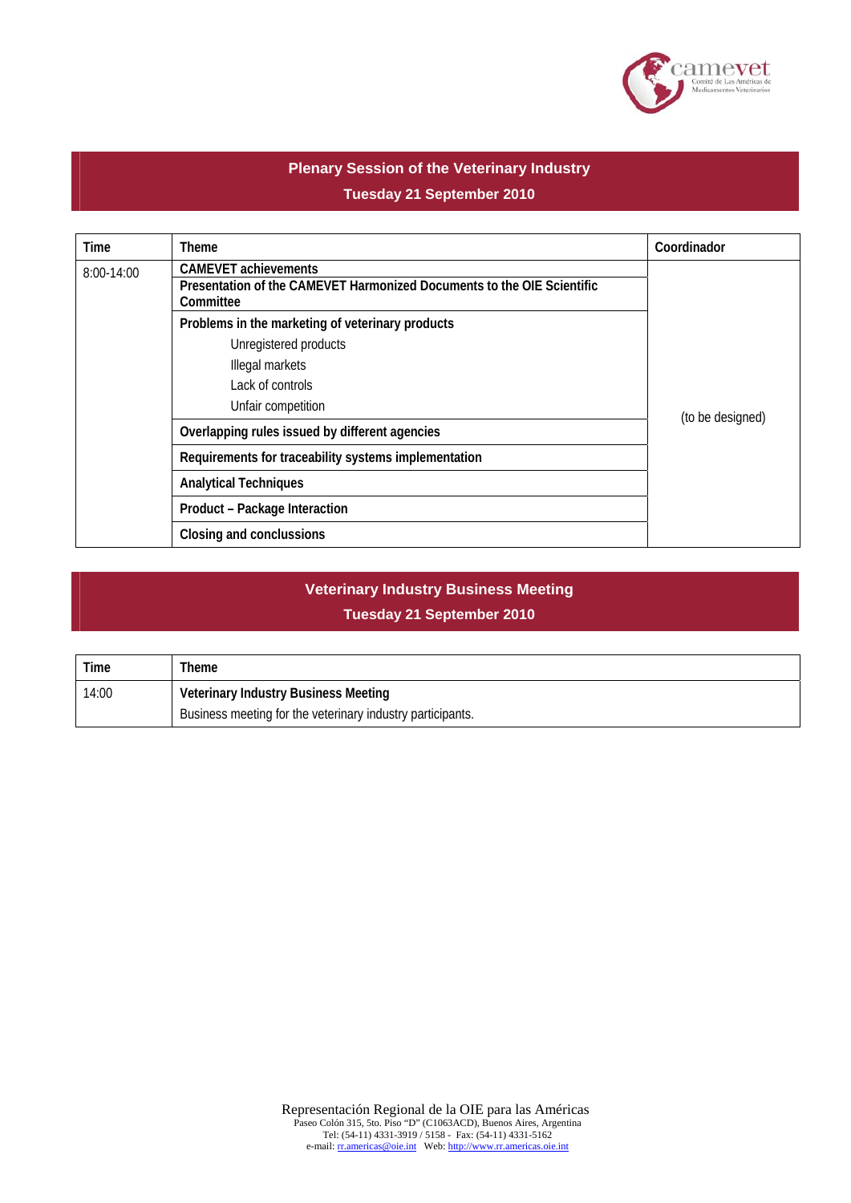## Plenary Session of the Veterinary Industry

### Tuesday 21 September 2010

| Time | Theme | Coordinador |
|---|---|---|
| 8:00-14:00 | **CAMEVET achievements** | (to be designed) |
| | **Presentation of the CAMEVET Harmonized Documents to the OIE Scientific Committee** | |
| | **Problems in the marketing of veterinary products**<br>Unregistered products<br>Illegal markets<br>Lack of controls<br>Unfair competition | |
| | **Overlapping rules issued by different agencies** | |
| | **Requirements for traceability systems implementation** | |
| | **Analytical Techniques** | |
| | **Product – Package Interaction** | |
| | **Closing and conclussions** | |

## Veterinary Industry Business Meeting

### Tuesday 21 September 2010

| Time | Theme |
|---|---|
| 14:00 | **Veterinary Industry Business Meeting**<br>Business meeting for the veterinary industry participants. |

Representación Regional de la OIE para las Américas
Paseo Colón 315, 5to. Piso "D" (C1063ACD), Buenos Aires, Argentina
Tel: (54-11) 4331-3919 / 5158 - Fax: (54-11) 4331-5162
e-mail: rr.americas@oie.int Web: http://www.rr.americas.oie.int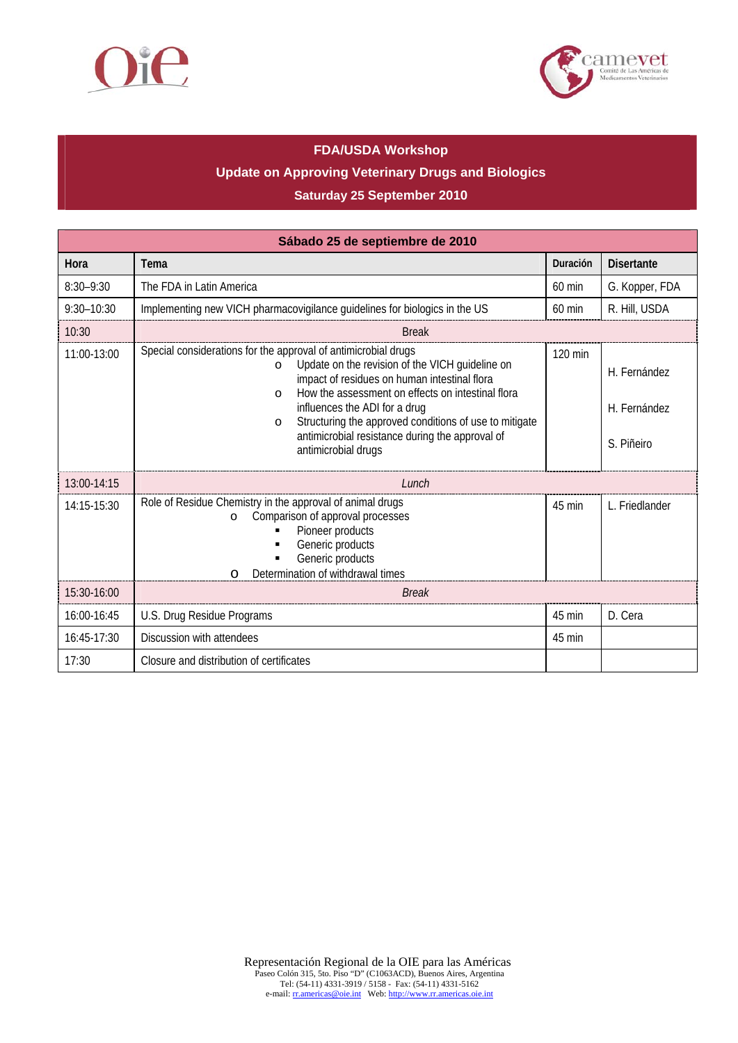**FDA/USDA Workshop**

**Update on Approving Veterinary Drugs and Biologics**

**Saturday 25 September 2010**

| **Sábado 25 de septiembre de 2010** | | | |
|---|---|---|---|
| **Hora** | **Tema** | **Duración** | **Disertante** |
| 8:30–9:30 | The FDA in Latin America | 60 min | G. Kopper, FDA |
| 9:30–10:30 | Implementing new VICH pharmacovigilance guidelines for biologics in the US | 60 min | R. Hill, USDA |
| 10:30 | Break | | |
| 11:00-13:00 | Special considerations for the approval of antimicrobial drugs<br>o Update on the revision of the VICH guideline on impact of residues on human intestinal flora<br>o How the assessment on effects on intestinal flora influences the ADI for a drug<br>o Structuring the approved conditions of use to mitigate antimicrobial resistance during the approval of antimicrobial drugs | 120 min | H. Fernández<br>H. Fernández<br>S. Piñeiro |
| 13:00-14:15 | *Lunch* | | |
| 14:15-15:30 | Role of Residue Chemistry in the approval of animal drugs<br>o Comparison of approval processes<br>▪ Pioneer products<br>▪ Generic products<br>▪ Generic products<br>o Determination of withdrawal times | 45 min | L. Friedlander |
| 15:30-16:00 | *Break* | | |
| 16:00-16:45 | U.S. Drug Residue Programs | 45 min | D. Cera |
| 16:45-17:30 | Discussion with attendees | 45 min | |
| 17:30 | Closure and distribution of certificates | | |

Representación Regional de la OIE para las Américas
Paseo Colón 315, 5to. Piso "D" (C1063ACD), Buenos Aires, Argentina
Tel: (54-11) 4331-3919 / 5158 - Fax: (54-11) 4331-5162
e-mail: rr.americas@oie.int Web: http://www.rr.americas.oie.int